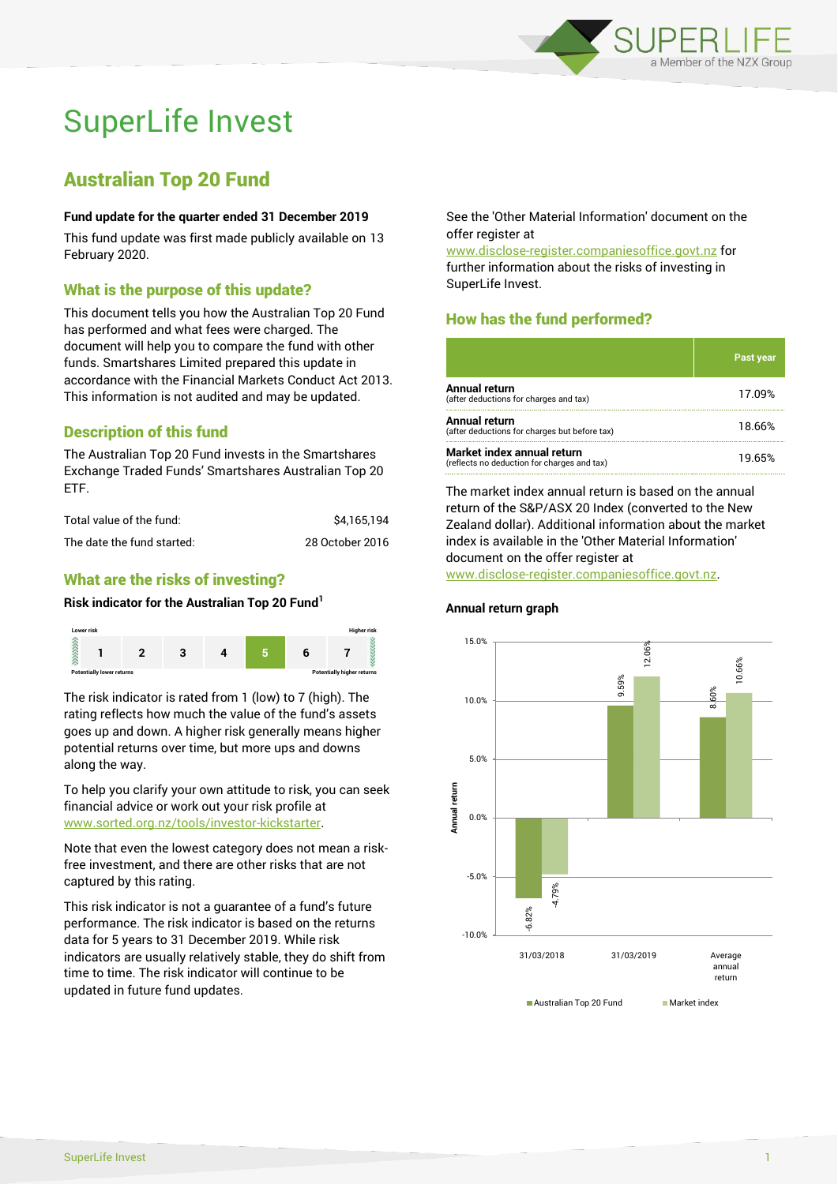# SuperLife Invest

## Australian Top 20 Fund

**Fund update for the quarter ended 31 December 2019**

This fund update was first made publicly available on 13 February 2020.

### What is the purpose of this update?

This document tells you how the Australian Top 20 Fund has performed and what fees were charged. The document will help you to compare the fund with other funds. Smartshares Limited prepared this update in accordance with the Financial Markets Conduct Act 2013. This information is not audited and may be updated.

### Description of this fund

The Australian Top 20 Fund invests in the Smartshares Exchange Traded Funds' Smartshares Australian Top 20 ETF.

| | |
|---|---|
| Total value of the fund: | $4,165,194 |
| The date the fund started: | 28 October 2016 |

### What are the risks of investing?

**Risk indicator for the Australian Top 20 Fund[1]**

| Lower risk | | | | | | Higher risk |
|---|---|---|---|---|---|---|
| 1 | 2 | 3 | 4 | **5** | 6 | 7 |
| Potentially lower returns | | | | | | Potentially higher returns |

The risk indicator is rated from 1 (low) to 7 (high). The rating reflects how much the value of the fund's assets goes up and down. A higher risk generally means higher potential returns over time, but more ups and downs along the way.

To help you clarify your own attitude to risk, you can seek financial advice or work out your risk profile at www.sorted.org.nz/tools/investor-kickstarter.

Note that even the lowest category does not mean a risk-free investment, and there are other risks that are not captured by this rating.

This risk indicator is not a guarantee of a fund's future performance. The risk indicator is based on the returns data for 5 years to 31 December 2019. While risk indicators are usually relatively stable, they do shift from time to time. The risk indicator will continue to be updated in future fund updates.

See the 'Other Material Information' document on the offer register at www.disclose-register.companiesoffice.govt.nz for further information about the risks of investing in SuperLife Invest.

### How has the fund performed?

| | Past year |
|---|---|
| **Annual return** (after deductions for charges and tax) | 17.09% |
| **Annual return** (after deductions for charges but before tax) | 18.66% |
| **Market index annual return** (reflects no deduction for charges and tax) | 19.65% |

The market index annual return is based on the annual return of the S&P/ASX 20 Index (converted to the New Zealand dollar). Additional information about the market index is available in the 'Other Material Information' document on the offer register at www.disclose-register.companiesoffice.govt.nz.

**Annual return graph**

| | Australian Top 20 Fund | Market index |
|---|---|---|
| 31/03/2018 | -6.82% | -4.79% |
| 31/03/2019 | 9.59% | 12.06% |
| Average annual return | 8.60% | 10.66% |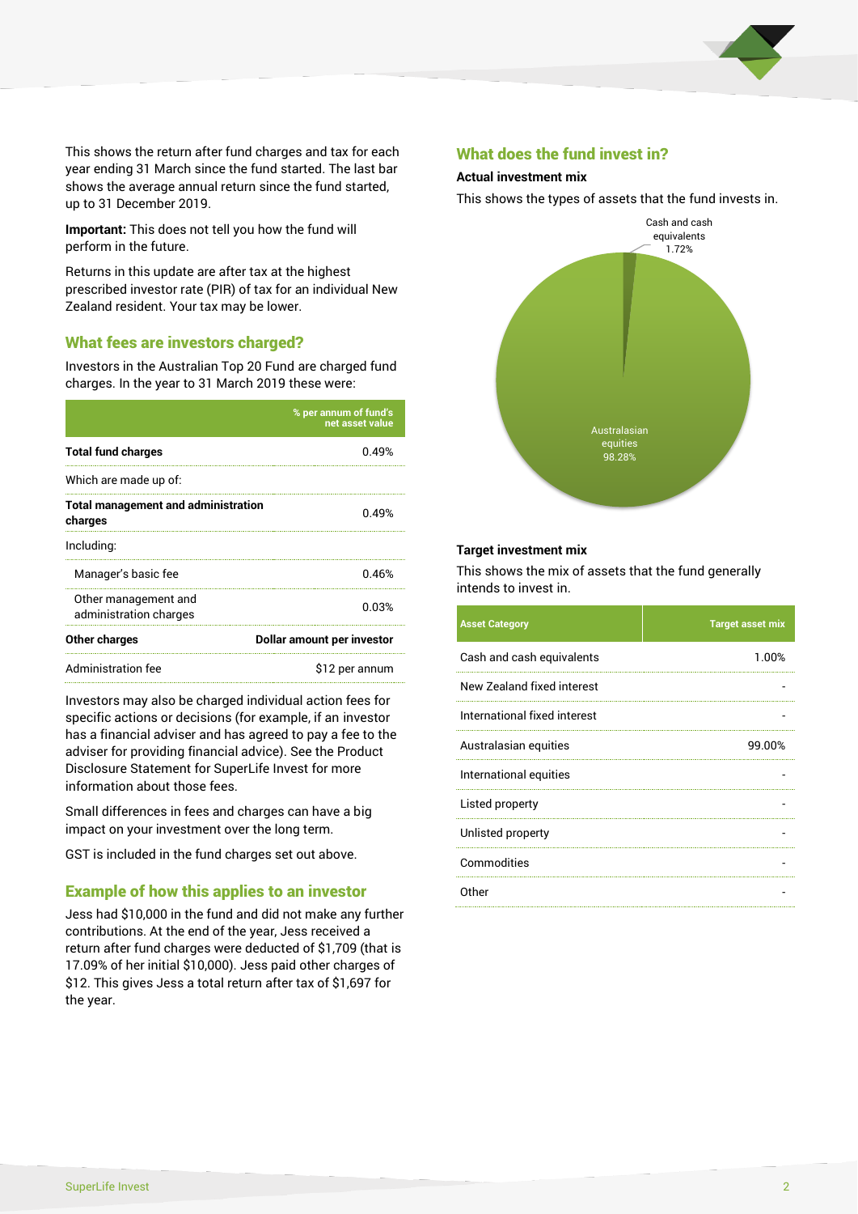This shows the return after fund charges and tax for each year ending 31 March since the fund started. The last bar shows the average annual return since the fund started, up to 31 December 2019.

**Important:** This does not tell you how the fund will perform in the future.

Returns in this update are after tax at the highest prescribed investor rate (PIR) of tax for an individual New Zealand resident. Your tax may be lower.

## What fees are investors charged?

Investors in the Australian Top 20 Fund are charged fund charges. In the year to 31 March 2019 these were:

| | % per annum of fund's net asset value |
|---|---|
| **Total fund charges** | 0.49% |
| Which are made up of: | |
| **Total management and administration charges** | 0.49% |
| Including: | |
| Manager's basic fee | 0.46% |
| Other management and administration charges | 0.03% |
| **Other charges** | **Dollar amount per investor** |
| Administration fee | $12 per annum |

Investors may also be charged individual action fees for specific actions or decisions (for example, if an investor has a financial adviser and has agreed to pay a fee to the adviser for providing financial advice). See the Product Disclosure Statement for SuperLife Invest for more information about those fees.

Small differences in fees and charges can have a big impact on your investment over the long term.

GST is included in the fund charges set out above.

## Example of how this applies to an investor

Jess had $10,000 in the fund and did not make any further contributions. At the end of the year, Jess received a return after fund charges were deducted of $1,709 (that is 17.09% of her initial $10,000). Jess paid other charges of $12. This gives Jess a total return after tax of $1,697 for the year.

## What does the fund invest in?

### Actual investment mix

This shows the types of assets that the fund invests in.

Cash and cash equivalents 1.72%

Australasian equities 98.28%

### Target investment mix

This shows the mix of assets that the fund generally intends to invest in.

| Asset Category | Target asset mix |
|---|---|
| Cash and cash equivalents | 1.00% |
| New Zealand fixed interest | - |
| International fixed interest | - |
| Australasian equities | 99.00% |
| International equities | - |
| Listed property | - |
| Unlisted property | - |
| Commodities | - |
| Other | - |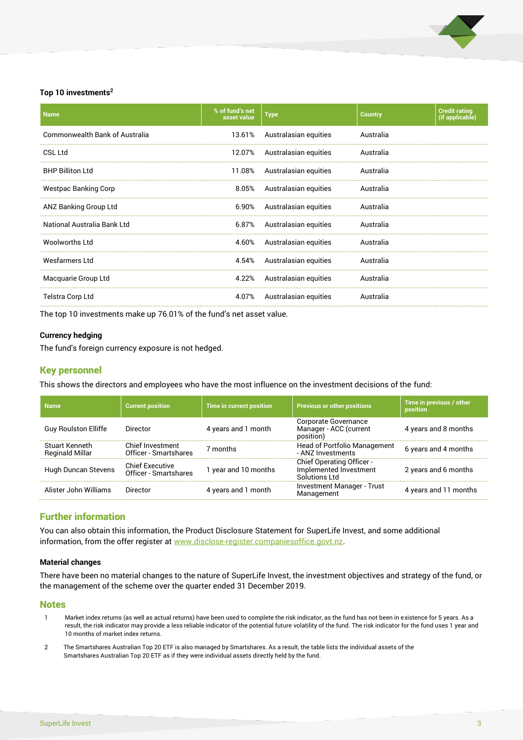### Top 10 investments[2]

| Name | % of fund's net asset value | Type | Country | Credit rating (if applicable) |
|---|---|---|---|---|
| Commonwealth Bank of Australia | 13.61% | Australasian equities | Australia | |
| CSL Ltd | 12.07% | Australasian equities | Australia | |
| BHP Billiton Ltd | 11.08% | Australasian equities | Australia | |
| Westpac Banking Corp | 8.05% | Australasian equities | Australia | |
| ANZ Banking Group Ltd | 6.90% | Australasian equities | Australia | |
| National Australia Bank Ltd | 6.87% | Australasian equities | Australia | |
| Woolworths Ltd | 4.60% | Australasian equities | Australia | |
| Wesfarmers Ltd | 4.54% | Australasian equities | Australia | |
| Macquarie Group Ltd | 4.22% | Australasian equities | Australia | |
| Telstra Corp Ltd | 4.07% | Australasian equities | Australia | |

The top 10 investments make up 76.01% of the fund's net asset value.

### Currency hedging

The fund's foreign currency exposure is not hedged.

## Key personnel

This shows the directors and employees who have the most influence on the investment decisions of the fund:

| Name | Current position | Time in current position | Previous or other positions | Time in previous / other position |
|---|---|---|---|---|
| Guy Roulston Elliffe | Director | 4 years and 1 month | Corporate Governance Manager - ACC (current position) | 4 years and 8 months |
| Stuart Kenneth Reginald Millar | Chief Investment Officer - Smartshares | 7 months | Head of Portfolio Management - ANZ Investments | 6 years and 4 months |
| Hugh Duncan Stevens | Chief Executive Officer - Smartshares | 1 year and 10 months | Chief Operating Officer - Implemented Investment Solutions Ltd | 2 years and 6 months |
| Alister John Williams | Director | 4 years and 1 month | Investment Manager - Trust Management | 4 years and 11 months |

## Further information

You can also obtain this information, the Product Disclosure Statement for SuperLife Invest, and some additional information, from the offer register at www.disclose-register.companiesoffice.govt.nz.

### Material changes

There have been no material changes to the nature of SuperLife Invest, the investment objectives and strategy of the fund, or the management of the scheme over the quarter ended 31 December 2019.

## Notes

1. Market index returns (as well as actual returns) have been used to complete the risk indicator, as the fund has not been in existence for 5 years. As a result, the risk indicator may provide a less reliable indicator of the potential future volatility of the fund. The risk indicator for the fund uses 1 year and 10 months of market index returns.
2. The Smartshares Australian Top 20 ETF is also managed by Smartshares. As a result, the table lists the individual assets of the Smartshares Australian Top 20 ETF as if they were individual assets directly held by the fund.